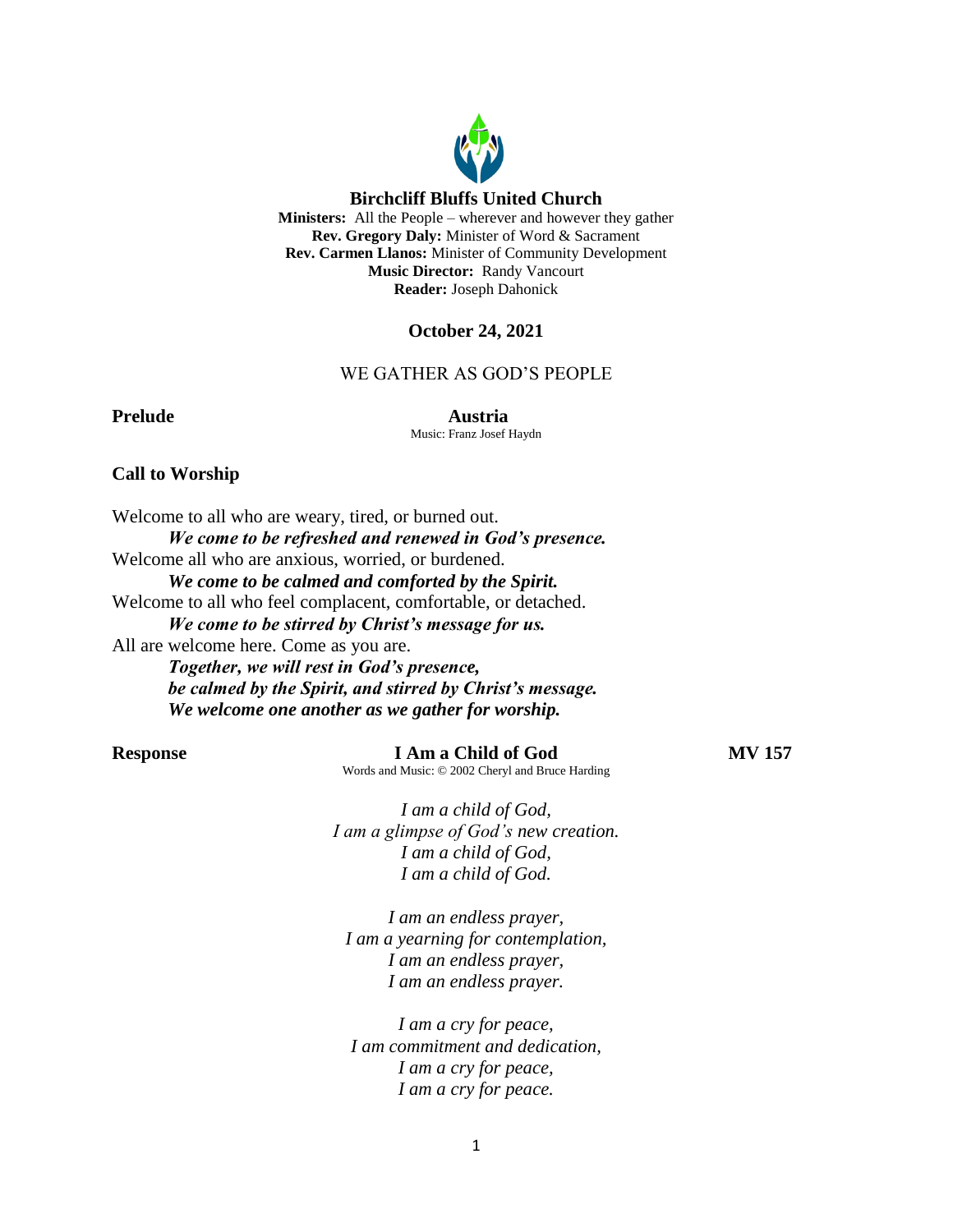# Birchcliff Bluffs United Church

**Ministers:** All the People – wherever and however they gather
**Rev. Gregory Daly:** Minister of Word & Sacrament
**Rev. Carmen Llanos:** Minister of Community Development
**Music Director:** Randy Vancourt
**Reader:** Joseph Dahonick

**October 24, 2021**

## WE GATHER AS GOD'S PEOPLE

**Prelude** **Austria**
Music: Franz Josef Haydn

**Call to Worship**

Welcome to all who are weary, tired, or burned out.
***We come to be refreshed and renewed in God's presence.***
Welcome all who are anxious, worried, or burdened.
***We come to be calmed and comforted by the Spirit.***
Welcome to all who feel complacent, comfortable, or detached.
***We come to be stirred by Christ's message for us.***
All are welcome here. Come as you are.
***Together, we will rest in God's presence,***
***be calmed by the Spirit, and stirred by Christ's message.***
***We welcome one another as we gather for worship.***

**Response** **I Am a Child of God** **MV 157**
Words and Music: © 2002 Cheryl and Bruce Harding

*I am a child of God,*
*I am a glimpse of God's new creation.*
*I am a child of God,*
*I am a child of God.*

*I am an endless prayer,*
*I am a yearning for contemplation,*
*I am an endless prayer,*
*I am an endless prayer.*

*I am a cry for peace,*
*I am commitment and dedication,*
*I am a cry for peace,*
*I am a cry for peace.*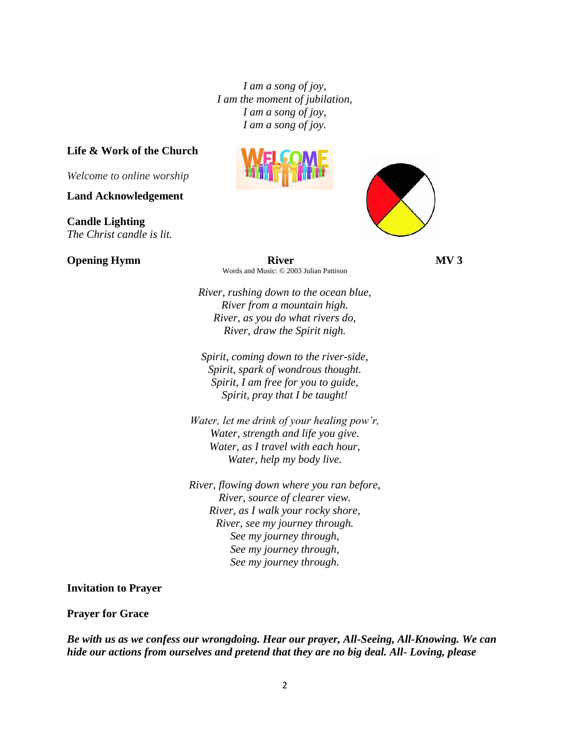*I am a song of joy,*
*I am the moment of jubilation,*
*I am a song of joy,*
*I am a song of joy.*

**Life & Work of the Church**

*Welcome to online worship*

**Land Acknowledgement**

**Candle Lighting**
*The Christ candle is lit.*

**Opening Hymn** **River** **MV 3**

Words and Music: © 2003 Julian Pattison

*River, rushing down to the ocean blue,*
*River from a mountain high.*
*River, as you do what rivers do,*
*River, draw the Spirit nigh.*

*Spirit, coming down to the river-side,*
*Spirit, spark of wondrous thought.*
*Spirit, I am free for you to guide,*
*Spirit, pray that I be taught!*

*Water, let me drink of your healing pow'r,*
*Water, strength and life you give.*
*Water, as I travel with each hour,*
*Water, help my body live.*

*River, flowing down where you ran before,*
*River, source of clearer view.*
*River, as I walk your rocky shore,*
*River, see my journey through.*
*See my journey through,*
*See my journey through,*
*See my journey through.*

**Invitation to Prayer**

**Prayer for Grace**

***Be with us as we confess our wrongdoing. Hear our prayer, All-Seeing, All-Knowing. We can hide our actions from ourselves and pretend that they are no big deal. All- Loving, please***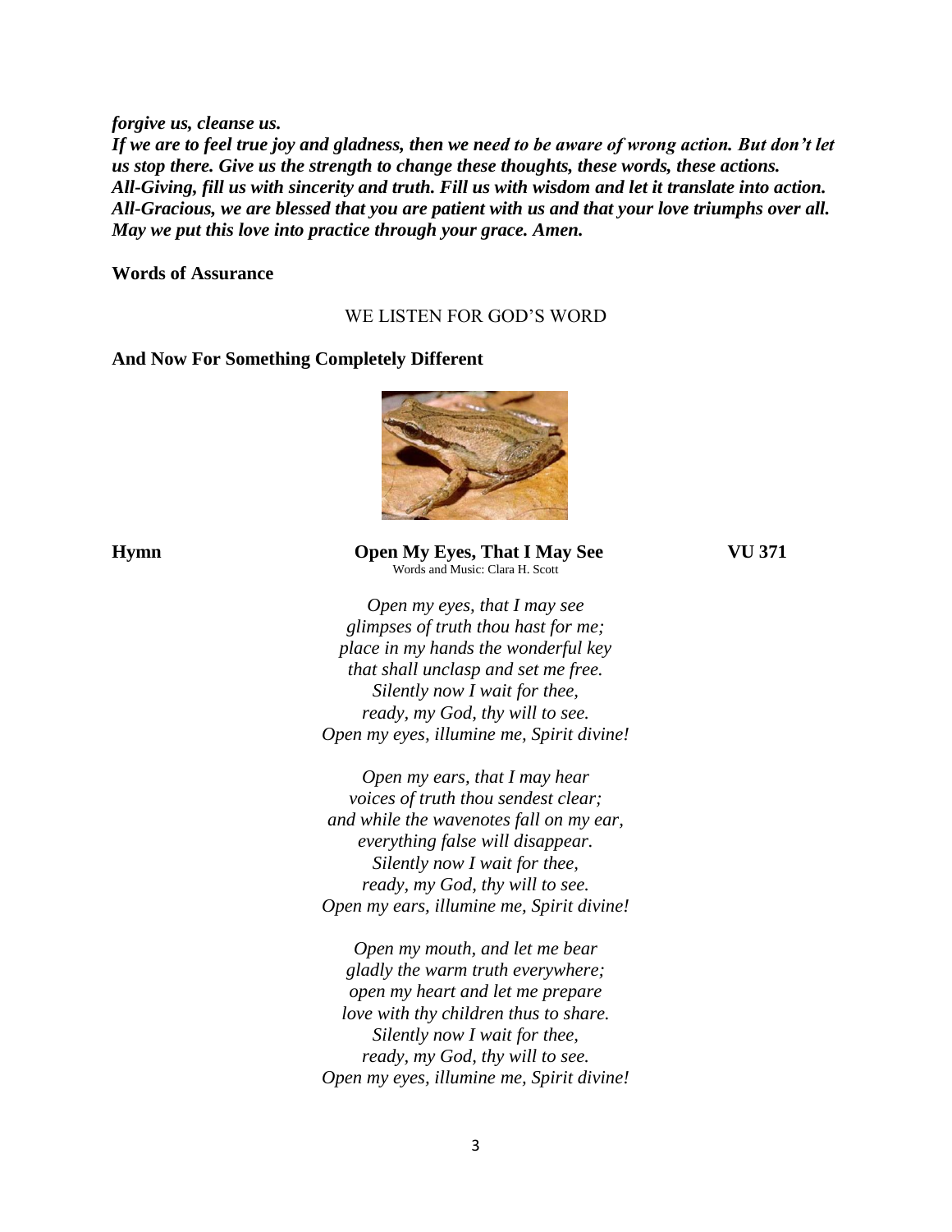***forgive us, cleanse us.***
***If we are to feel true joy and gladness, then we need to be aware of wrong action. But don't let us stop there. Give us the strength to change these thoughts, these words, these actions.***
***All-Giving, fill us with sincerity and truth. Fill us with wisdom and let it translate into action.***
***All-Gracious, we are blessed that you are patient with us and that your love triumphs over all.***
***May we put this love into practice through your grace. Amen.***

**Words of Assurance**

WE LISTEN FOR GOD'S WORD

**And Now For Something Completely Different**

**Hymn** **Open My Eyes, That I May See** **VU 371**
Words and Music: Clara H. Scott

*Open my eyes, that I may see*
*glimpses of truth thou hast for me;*
*place in my hands the wonderful key*
*that shall unclasp and set me free.*
*Silently now I wait for thee,*
*ready, my God, thy will to see.*
*Open my eyes, illumine me, Spirit divine!*

*Open my ears, that I may hear*
*voices of truth thou sendest clear;*
*and while the wavenotes fall on my ear,*
*everything false will disappear.*
*Silently now I wait for thee,*
*ready, my God, thy will to see.*
*Open my ears, illumine me, Spirit divine!*

*Open my mouth, and let me bear*
*gladly the warm truth everywhere;*
*open my heart and let me prepare*
*love with thy children thus to share.*
*Silently now I wait for thee,*
*ready, my God, thy will to see.*
*Open my eyes, illumine me, Spirit divine!*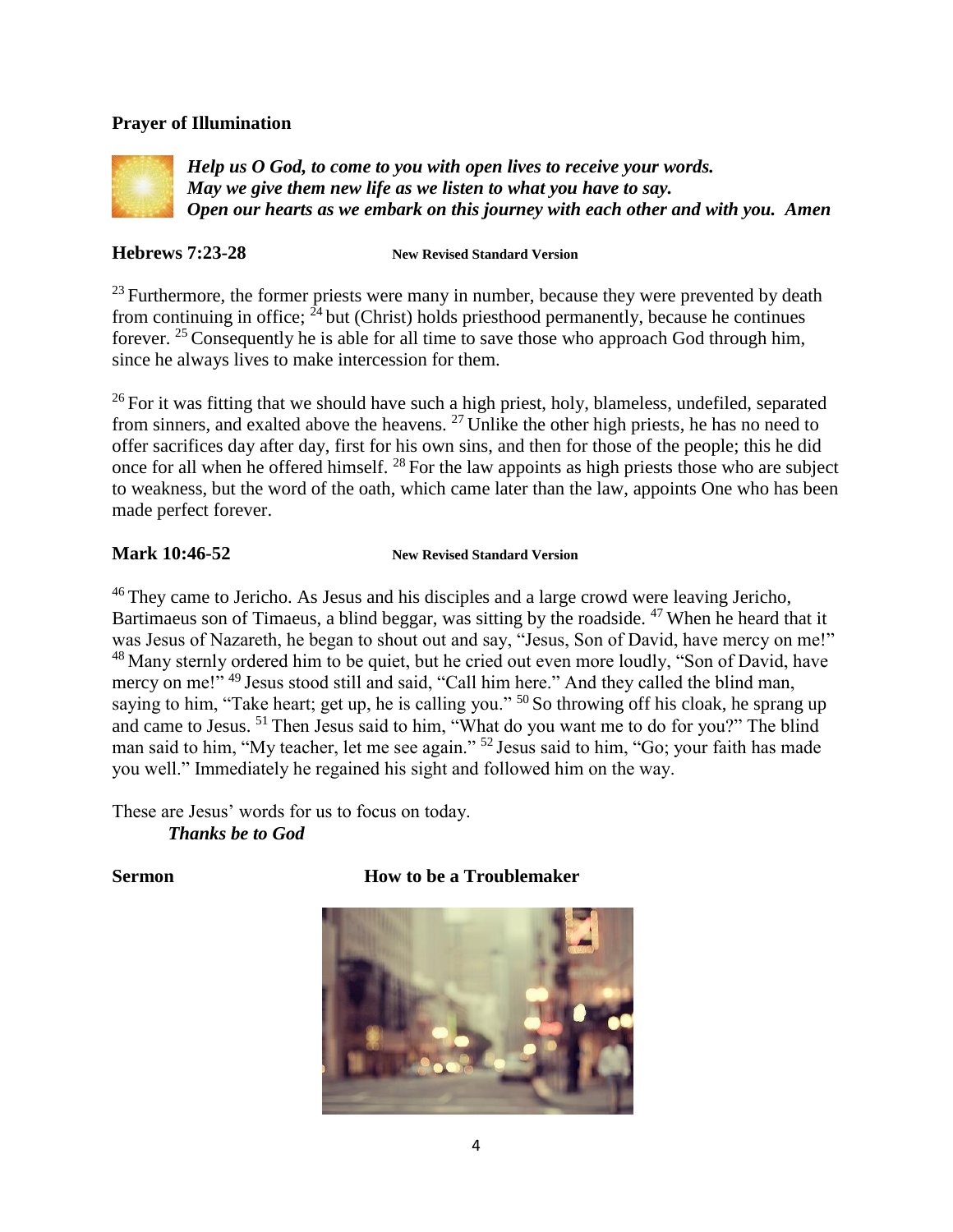**Prayer of Illumination**

***Help us O God, to come to you with open lives to receive your words.***
***May we give them new life as we listen to what you have to say.***
***Open our hearts as we embark on this journey with each other and with you. Amen***

**Hebrews 7:23-28** **New Revised Standard Version**

[23] Furthermore, the former priests were many in number, because they were prevented by death from continuing in office; [24] but (Christ) holds priesthood permanently, because he continues forever. [25] Consequently he is able for all time to save those who approach God through him, since he always lives to make intercession for them.

[26] For it was fitting that we should have such a high priest, holy, blameless, undefiled, separated from sinners, and exalted above the heavens. [27] Unlike the other high priests, he has no need to offer sacrifices day after day, first for his own sins, and then for those of the people; this he did once for all when he offered himself. [28] For the law appoints as high priests those who are subject to weakness, but the word of the oath, which came later than the law, appoints One who has been made perfect forever.

**Mark 10:46-52** **New Revised Standard Version**

[46] They came to Jericho. As Jesus and his disciples and a large crowd were leaving Jericho, Bartimaeus son of Timaeus, a blind beggar, was sitting by the roadside. [47] When he heard that it was Jesus of Nazareth, he began to shout out and say, "Jesus, Son of David, have mercy on me!" [48] Many sternly ordered him to be quiet, but he cried out even more loudly, "Son of David, have mercy on me!" [49] Jesus stood still and said, "Call him here." And they called the blind man, saying to him, "Take heart; get up, he is calling you." [50] So throwing off his cloak, he sprang up and came to Jesus. [51] Then Jesus said to him, "What do you want me to do for you?" The blind man said to him, "My teacher, let me see again." [52] Jesus said to him, "Go; your faith has made you well." Immediately he regained his sight and followed him on the way.

These are Jesus' words for us to focus on today.
***Thanks be to God***

**Sermon** **How to be a Troublemaker**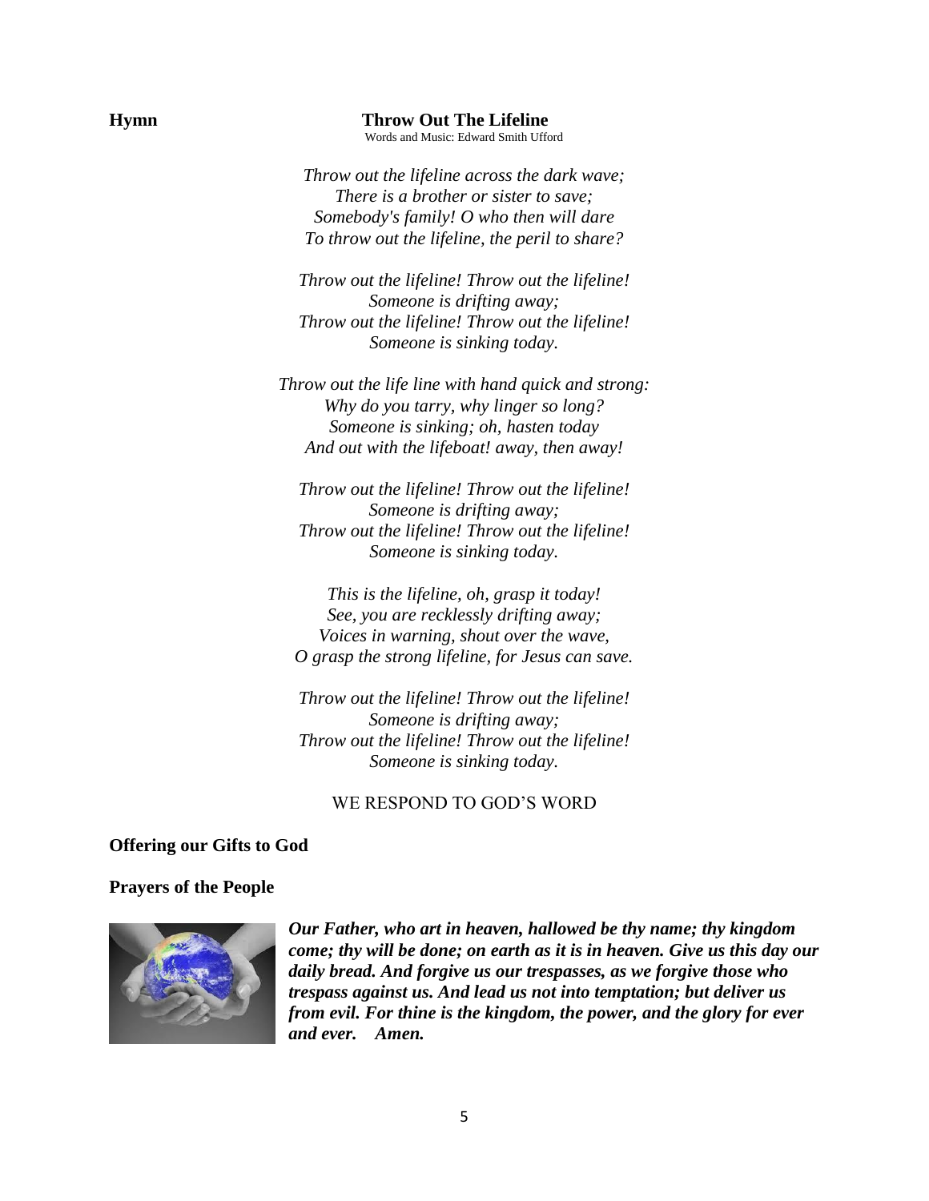**Hymn** **Throw Out The Lifeline**

Words and Music: Edward Smith Ufford

*Throw out the lifeline across the dark wave;*
*There is a brother or sister to save;*
*Somebody's family! O who then will dare*
*To throw out the lifeline, the peril to share?*

*Throw out the lifeline! Throw out the lifeline!*
*Someone is drifting away;*
*Throw out the lifeline! Throw out the lifeline!*
*Someone is sinking today.*

*Throw out the life line with hand quick and strong:*
*Why do you tarry, why linger so long?*
*Someone is sinking; oh, hasten today*
*And out with the lifeboat! away, then away!*

*Throw out the lifeline! Throw out the lifeline!*
*Someone is drifting away;*
*Throw out the lifeline! Throw out the lifeline!*
*Someone is sinking today.*

*This is the lifeline, oh, grasp it today!*
*See, you are recklessly drifting away;*
*Voices in warning, shout over the wave,*
*O grasp the strong lifeline, for Jesus can save.*

*Throw out the lifeline! Throw out the lifeline!*
*Someone is drifting away;*
*Throw out the lifeline! Throw out the lifeline!*
*Someone is sinking today.*

WE RESPOND TO GOD'S WORD

**Offering our Gifts to God**

**Prayers of the People**

***Our Father, who art in heaven, hallowed be thy name; thy kingdom come; thy will be done; on earth as it is in heaven. Give us this day our daily bread. And forgive us our trespasses, as we forgive those who trespass against us. And lead us not into temptation; but deliver us from evil. For thine is the kingdom, the power, and the glory for ever and ever. Amen.***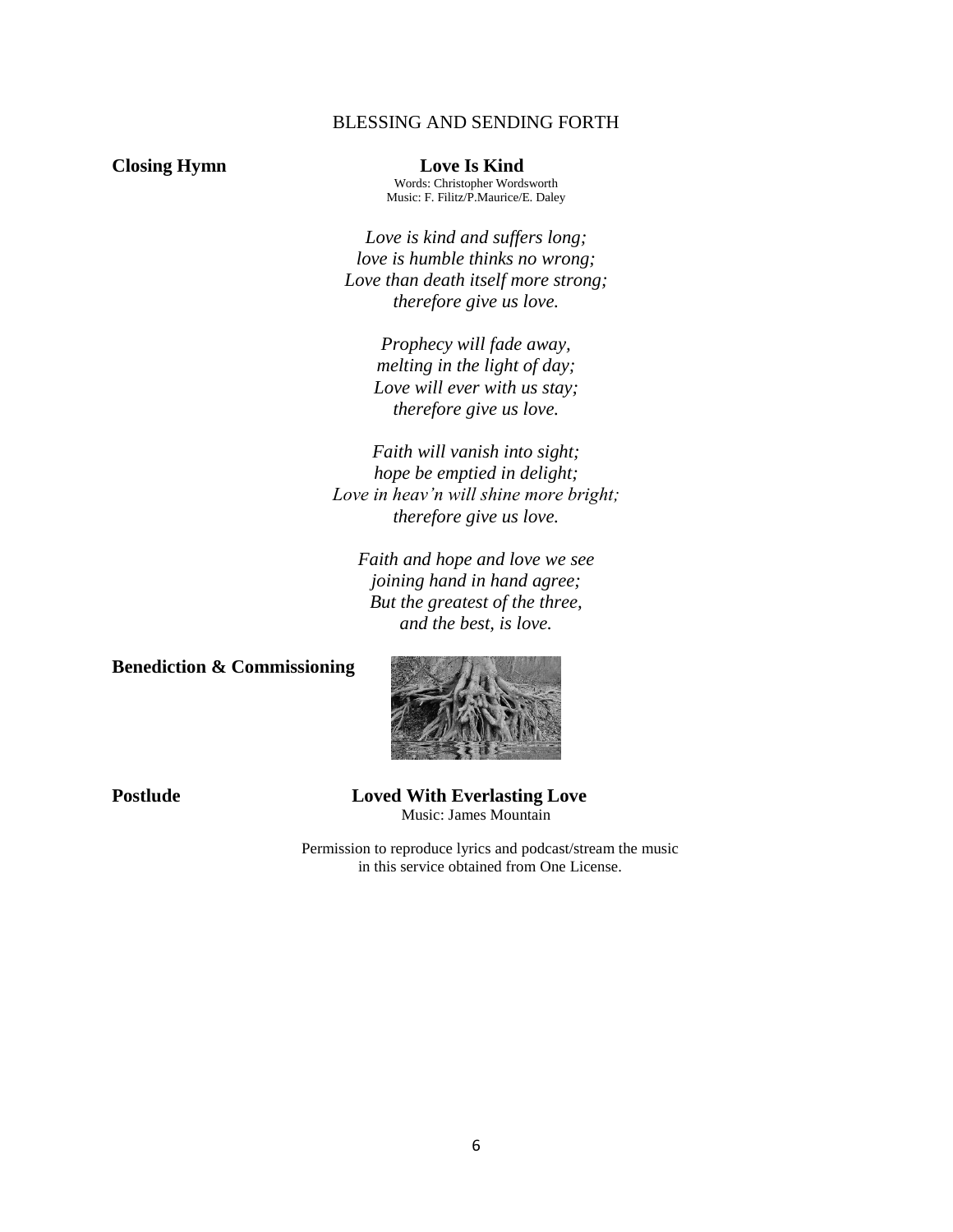## BLESSING AND SENDING FORTH

**Closing Hymn** **Love Is Kind**

Words: Christopher Wordsworth
Music: F. Filitz/P.Maurice/E. Daley

*Love is kind and suffers long;*
*love is humble thinks no wrong;*
*Love than death itself more strong;*
*therefore give us love.*

*Prophecy will fade away,*
*melting in the light of day;*
*Love will ever with us stay;*
*therefore give us love.*

*Faith will vanish into sight;*
*hope be emptied in delight;*
*Love in heav'n will shine more bright;*
*therefore give us love.*

*Faith and hope and love we see*
*joining hand in hand agree;*
*But the greatest of the three,*
*and the best, is love.*

**Benediction & Commissioning**

**Postlude** **Loved With Everlasting Love**

Music: James Mountain

Permission to reproduce lyrics and podcast/stream the music in this service obtained from One License.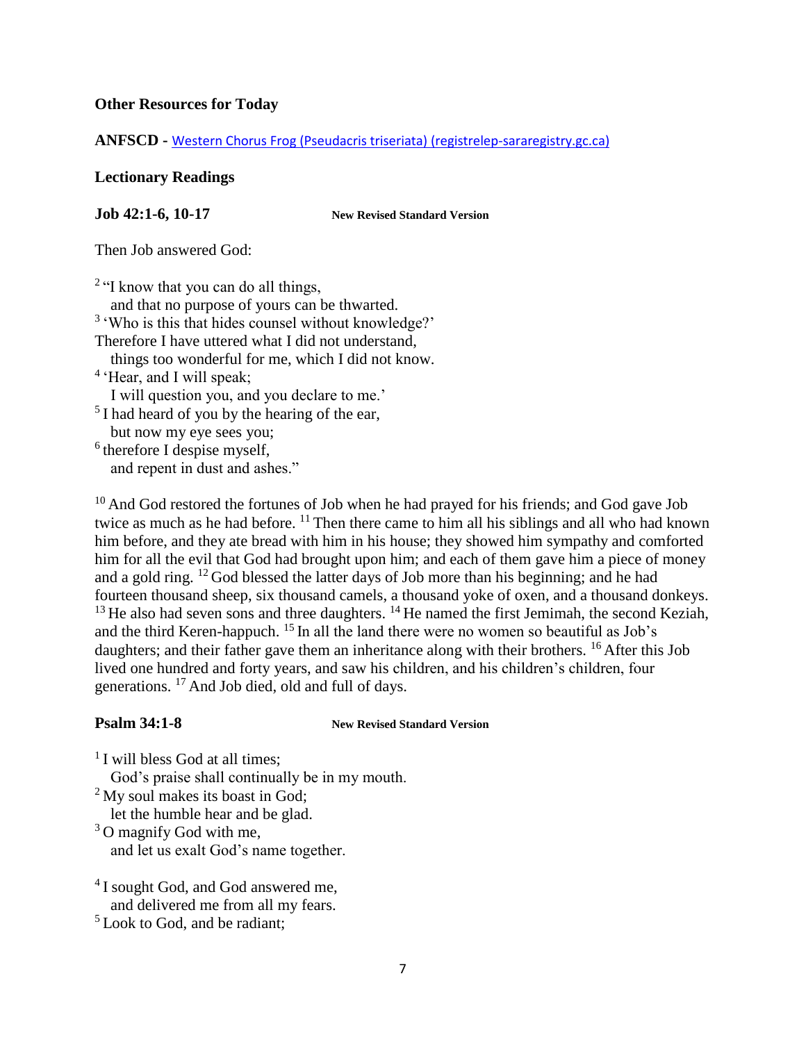**Other Resources for Today**

**ANFSCD -** [Western Chorus Frog (Pseudacris triseriata) (registrelep-sararegistry.gc.ca)]

**Lectionary Readings**

**Job 42:1-6, 10-17** **New Revised Standard Version**

Then Job answered God:

[2] "I know that you can do all things,
and that no purpose of yours can be thwarted.
[3] 'Who is this that hides counsel without knowledge?'
Therefore I have uttered what I did not understand,
things too wonderful for me, which I did not know.
[4] 'Hear, and I will speak;
I will question you, and you declare to me.'
[5] I had heard of you by the hearing of the ear,
but now my eye sees you;
[6] therefore I despise myself,
and repent in dust and ashes."

[10] And God restored the fortunes of Job when he had prayed for his friends; and God gave Job twice as much as he had before. [11] Then there came to him all his siblings and all who had known him before, and they ate bread with him in his house; they showed him sympathy and comforted him for all the evil that God had brought upon him; and each of them gave him a piece of money and a gold ring. [12] God blessed the latter days of Job more than his beginning; and he had fourteen thousand sheep, six thousand camels, a thousand yoke of oxen, and a thousand donkeys. [13] He also had seven sons and three daughters. [14] He named the first Jemimah, the second Keziah, and the third Keren-happuch. [15] In all the land there were no women so beautiful as Job's daughters; and their father gave them an inheritance along with their brothers. [16] After this Job lived one hundred and forty years, and saw his children, and his children's children, four generations. [17] And Job died, old and full of days.

**Psalm 34:1-8** **New Revised Standard Version**

[1] I will bless God at all times;
God's praise shall continually be in my mouth.
[2] My soul makes its boast in God;
let the humble hear and be glad.
[3] O magnify God with me,
and let us exalt God's name together.

[4] I sought God, and God answered me,
and delivered me from all my fears.
[5] Look to God, and be radiant;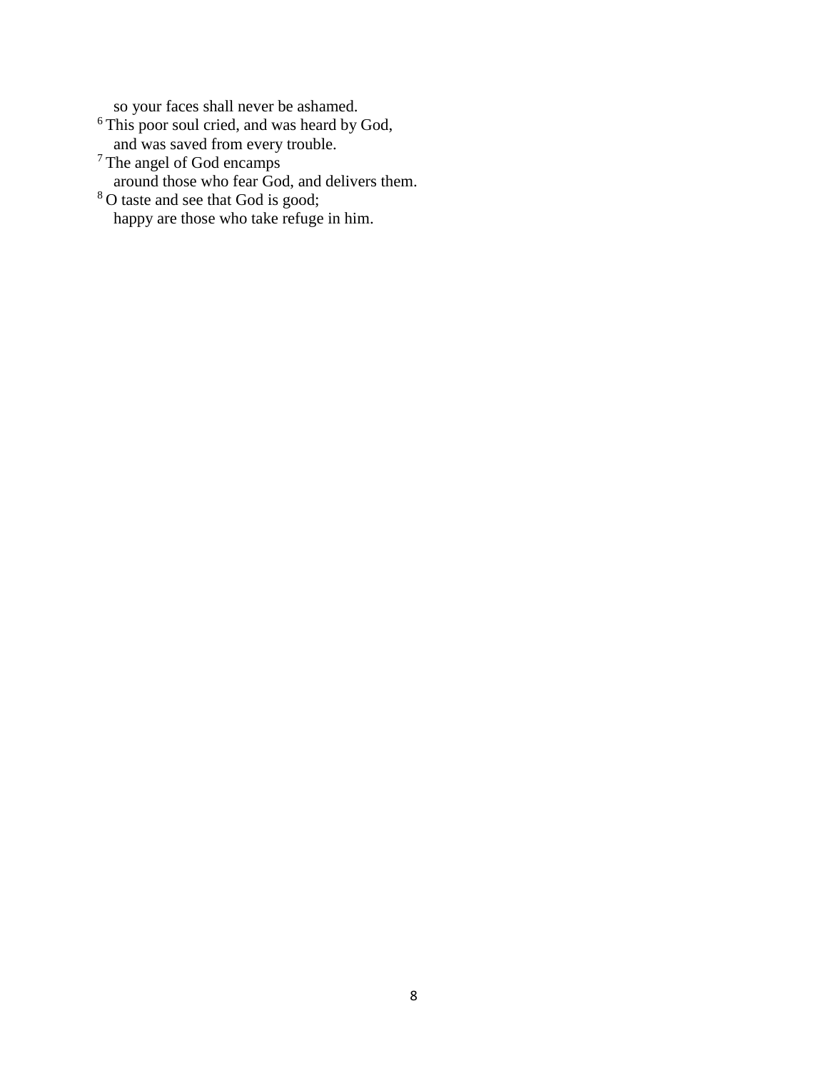so your faces shall never be ashamed.
[6] This poor soul cried, and was heard by God,
and was saved from every trouble.
[7] The angel of God encamps
around those who fear God, and delivers them.
[8] O taste and see that God is good;
happy are those who take refuge in him.